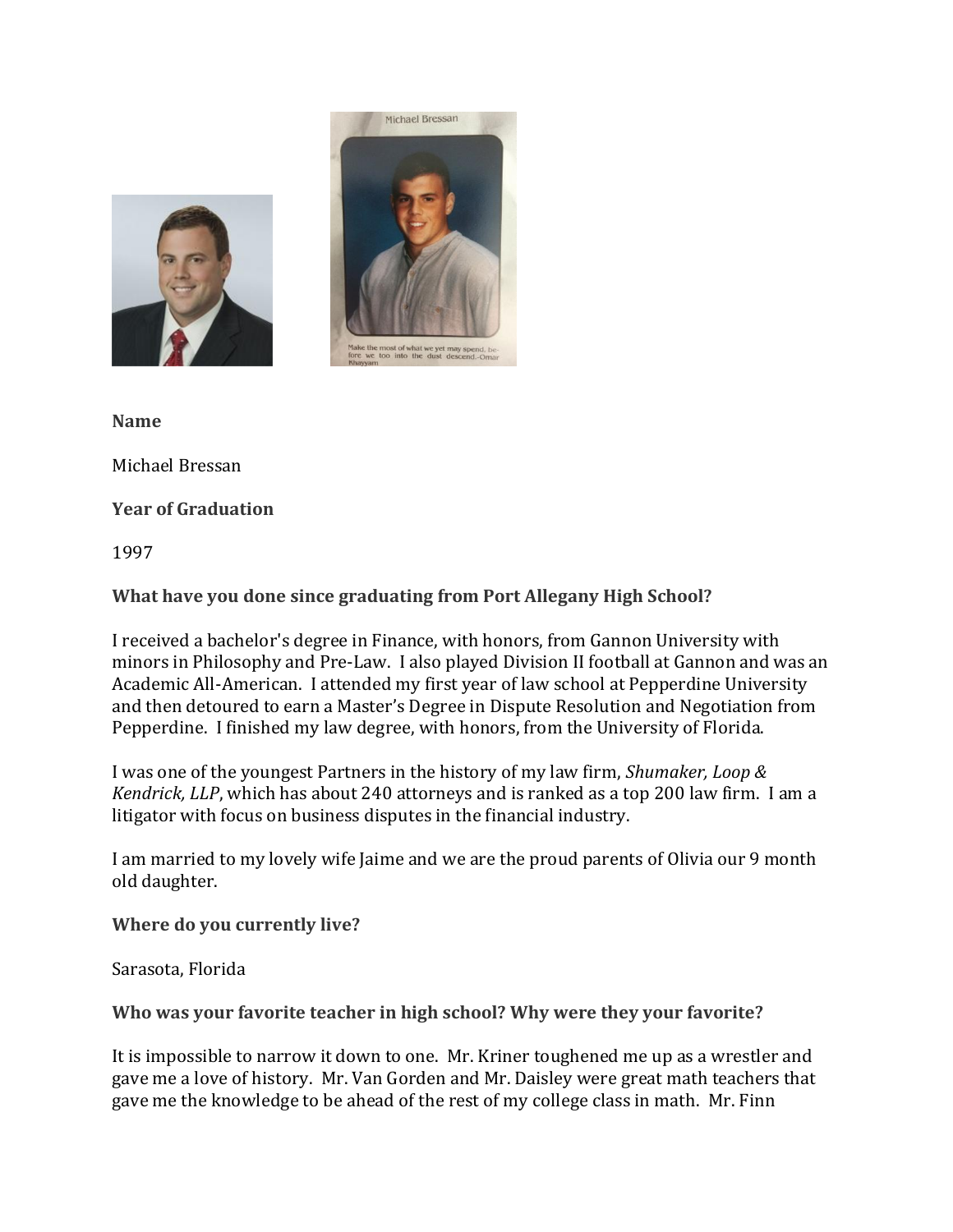**Name**

Michael Bressan

**Year of Graduation**

1997

**What have you done since graduating from Port Allegany High School?**

I received a bachelor's degree in Finance, with honors, from Gannon University with minors in Philosophy and Pre-Law. I also played Division II football at Gannon and was an Academic All-American. I attended my first year of law school at Pepperdine University and then detoured to earn a Master's Degree in Dispute Resolution and Negotiation from Pepperdine. I finished my law degree, with honors, from the University of Florida.

I was one of the youngest Partners in the history of my law firm, *Shumaker, Loop & Kendrick, LLP*, which has about 240 attorneys and is ranked as a top 200 law firm. I am a litigator with focus on business disputes in the financial industry.

I am married to my lovely wife Jaime and we are the proud parents of Olivia our 9 month old daughter.

**Where do you currently live?**

Sarasota, Florida

**Who was your favorite teacher in high school? Why were they your favorite?**

It is impossible to narrow it down to one. Mr. Kriner toughened me up as a wrestler and gave me a love of history. Mr. Van Gorden and Mr. Daisley were great math teachers that gave me the knowledge to be ahead of the rest of my college class in math. Mr. Finn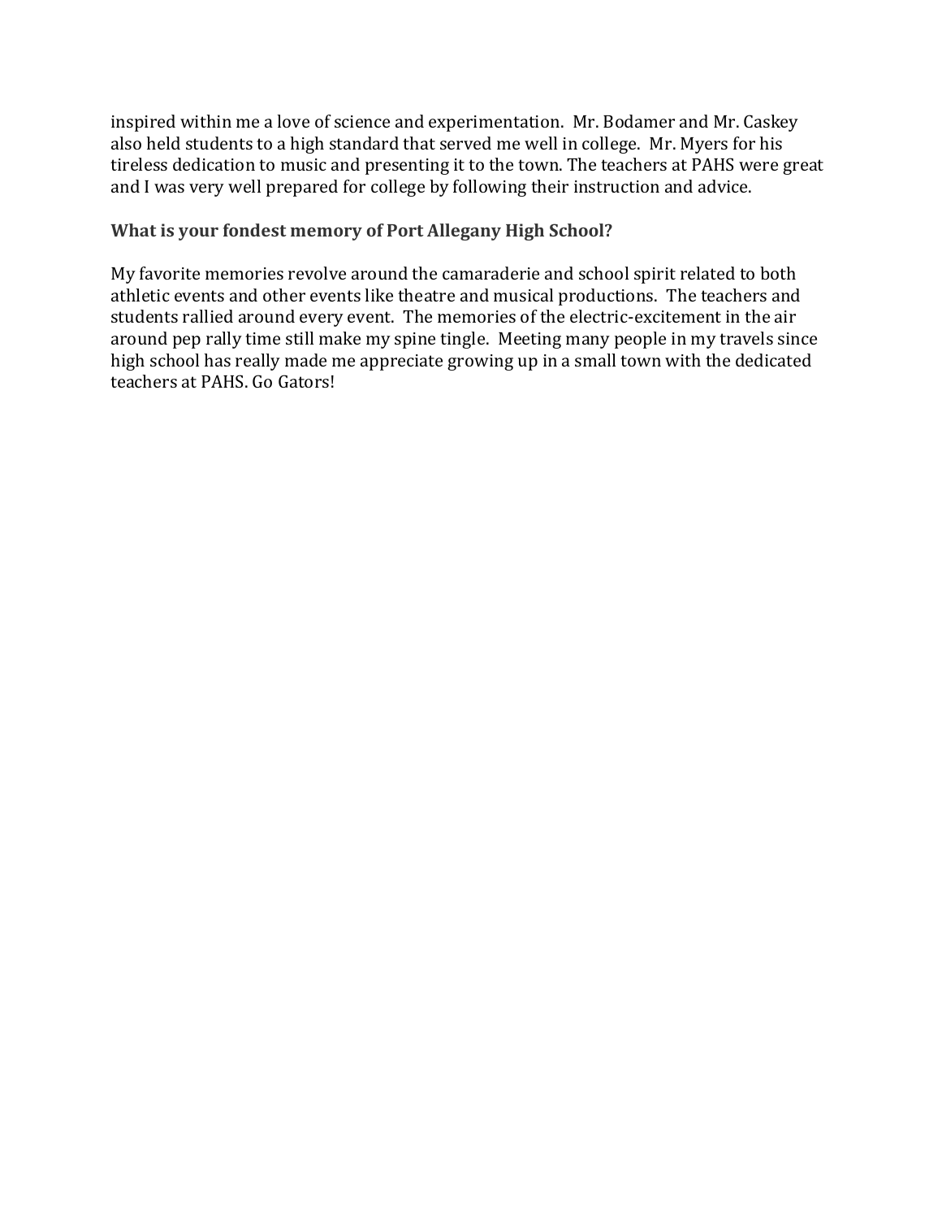inspired within me a love of science and experimentation. Mr. Bodamer and Mr. Caskey also held students to a high standard that served me well in college. Mr. Myers for his tireless dedication to music and presenting it to the town. The teachers at PAHS were great and I was very well prepared for college by following their instruction and advice.

**What is your fondest memory of Port Allegany High School?**

My favorite memories revolve around the camaraderie and school spirit related to both athletic events and other events like theatre and musical productions. The teachers and students rallied around every event. The memories of the electric-excitement in the air around pep rally time still make my spine tingle. Meeting many people in my travels since high school has really made me appreciate growing up in a small town with the dedicated teachers at PAHS. Go Gators!